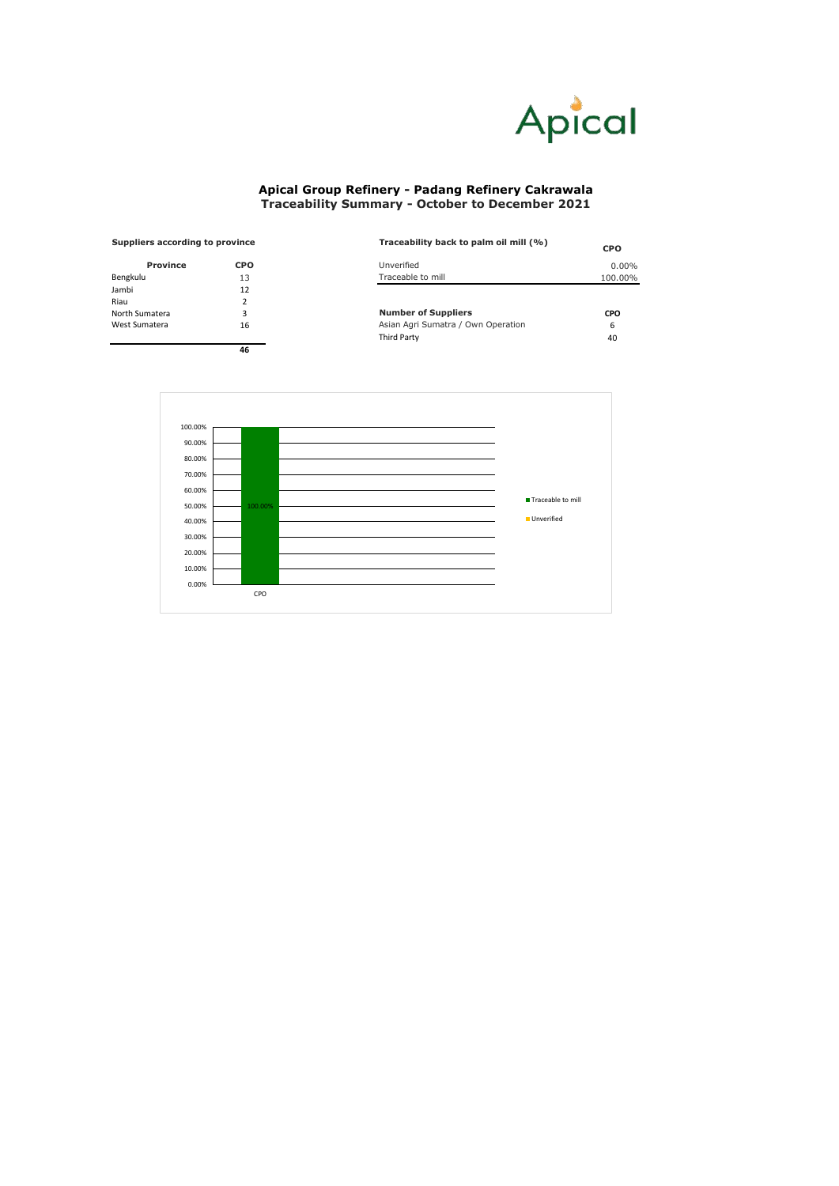Apical

# Apical Group Refinery - Padang Refinery Cakrawala
## Traceability Summary - October to December 2021

**Suppliers according to province**

| Province | CPO |
|---|---|
| Bengkulu | 13 |
| Jambi | 12 |
| Riau | 2 |
| North Sumatera | 3 |
| West Sumatera | 16 |
| | **46** |

**Traceability back to palm oil mill (%)**

| | CPO |
|---|---|
| Unverified | 0.00% |
| Traceable to mill | 100.00% |

| **Number of Suppliers** | **CPO** |
|---|---|
| Asian Agri Sumatra / Own Operation | 6 |
| Third Party | 40 |

100.00%
90.00%
80.00%
70.00%
60.00%
50.00%
40.00%
30.00%
20.00%
10.00%
0.00%

100.00%

CPO

Traceable to mill
Unverified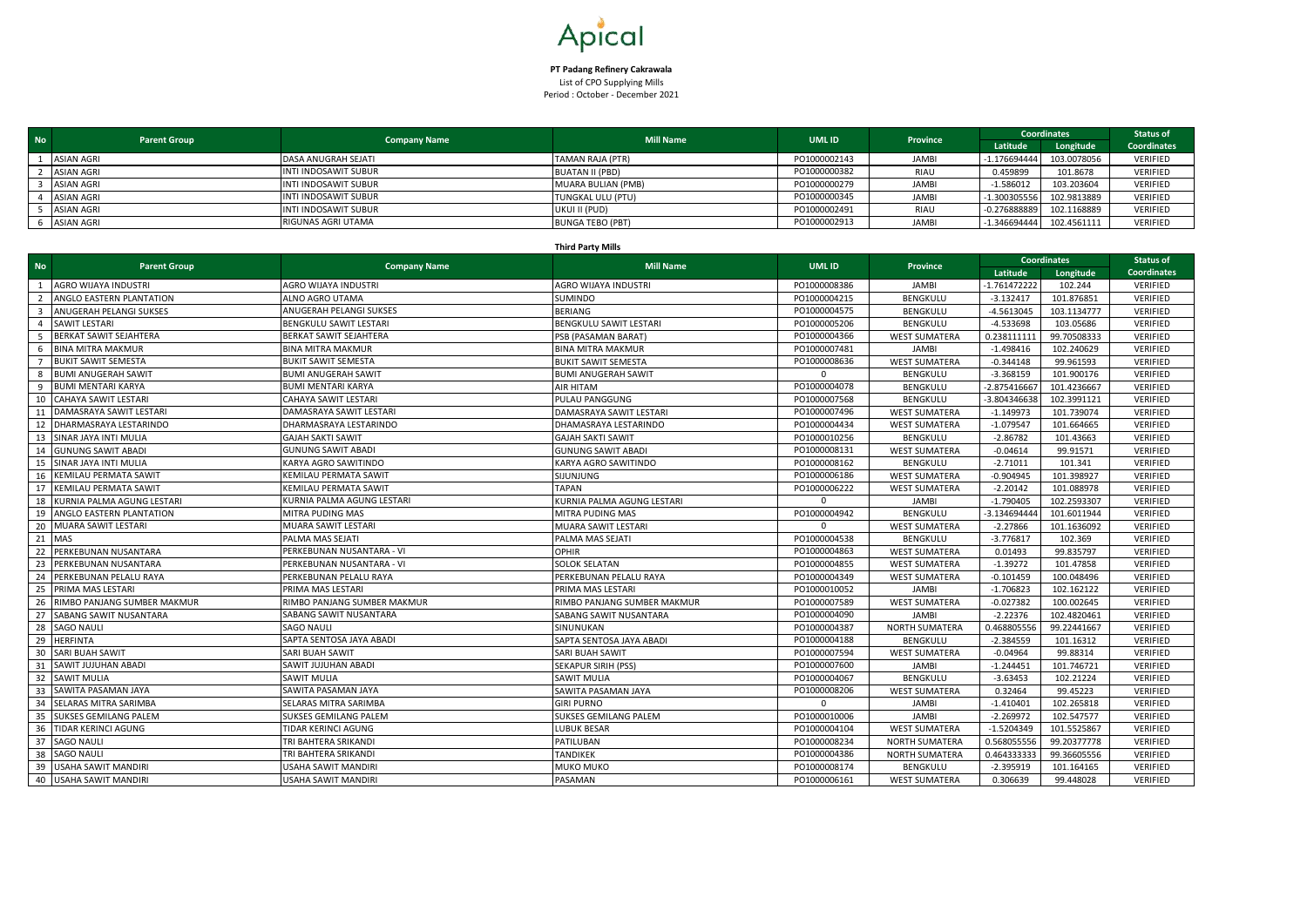Apical

**PT Padang Refinery Cakrawala**

List of CPO Supplying Mills

Period : October - December 2021

| No | Parent Group | Company Name | Mill Name | UML ID | Province | Coordinates | | Status of Coordinates |
|---|---|---|---|---|---|---|---|---|
| | | | | | | Latitude | Longitude | |
| 1 | ASIAN AGRI | DASA ANUGRAH SEJATI | TAMAN RAJA (PTR) | PO1000002143 | JAMBI | -1.176694444 | 103.0078056 | VERIFIED |
| 2 | ASIAN AGRI | INTI INDOSAWIT SUBUR | BUATAN II (PBD) | PO1000000382 | RIAU | 0.459899 | 101.8678 | VERIFIED |
| 3 | ASIAN AGRI | INTI INDOSAWIT SUBUR | MUARA BULIAN (PMB) | PO1000000279 | JAMBI | -1.586012 | 103.203604 | VERIFIED |
| 4 | ASIAN AGRI | INTI INDOSAWIT SUBUR | TUNGKAL ULU (PTU) | PO1000000345 | JAMBI | -1.300305556 | 102.9813889 | VERIFIED |
| 5 | ASIAN AGRI | INTI INDOSAWIT SUBUR | UKUI II (PUD) | PO1000002491 | RIAU | -0.276888889 | 102.1168889 | VERIFIED |
| 6 | ASIAN AGRI | RIGUNAS AGRI UTAMA | BUNGA TEBO (PBT) | PO1000002913 | JAMBI | -1.346694444 | 102.4561111 | VERIFIED |

**Third Party Mills**

| No | Parent Group | Company Name | Mill Name | UML ID | Province | Coordinates | | Status of Coordinates |
|---|---|---|---|---|---|---|---|---|
| | | | | | | Latitude | Longitude | |
| 1 | AGRO WIJAYA INDUSTRI | AGRO WIJAYA INDUSTRI | AGRO WIJAYA INDUSTRI | PO1000008386 | JAMBI | -1.761472222 | 102.244 | VERIFIED |
| 2 | ANGLO EASTERN PLANTATION | ALNO AGRO UTAMA | SUMINDO | PO1000004215 | BENGKULU | -3.132417 | 101.876851 | VERIFIED |
| 3 | ANUGERAH PELANGI SUKSES | ANUGERAH PELANGI SUKSES | BERIANG | PO1000004575 | BENGKULU | -4.5613045 | 103.1134777 | VERIFIED |
| 4 | SAWIT LESTARI | BENGKULU SAWIT LESTARI | BENGKULU SAWIT LESTARI | PO1000005206 | BENGKULU | -4.533698 | 103.05686 | VERIFIED |
| 5 | BERKAT SAWIT SEJAHTERA | BERKAT SAWIT SEJAHTERA | PSB (PASAMAN BARAT) | PO1000004366 | WEST SUMATERA | 0.238111111 | 99.70508333 | VERIFIED |
| 6 | BINA MITRA MAKMUR | BINA MITRA MAKMUR | BINA MITRA MAKMUR | PO1000007481 | JAMBI | -1.498416 | 102.240629 | VERIFIED |
| 7 | BUKIT SAWIT SEMESTA | BUKIT SAWIT SEMESTA | BUKIT SAWIT SEMESTA | PO1000008636 | WEST SUMATERA | -0.344148 | 99.961593 | VERIFIED |
| 8 | BUMI ANUGERAH SAWIT | BUMI ANUGERAH SAWIT | BUMI ANUGERAH SAWIT | 0 | BENGKULU | -3.368159 | 101.900176 | VERIFIED |
| 9 | BUMI MENTARI KARYA | BUMI MENTARI KARYA | AIR HITAM | PO1000004078 | BENGKULU | -2.875416667 | 101.4236667 | VERIFIED |
| 10 | CAHAYA SAWIT LESTARI | CAHAYA SAWIT LESTARI | PULAU PANGGUNG | PO1000007568 | BENGKULU | -3.804346638 | 102.3991121 | VERIFIED |
| 11 | DAMASRAYA SAWIT LESTARI | DAMASRAYA SAWIT LESTARI | DAMASRAYA SAWIT LESTARI | PO1000007496 | WEST SUMATERA | -1.149973 | 101.739074 | VERIFIED |
| 12 | DHARMASRAYA LESTARINDO | DHARMASRAYA LESTARINDO | DHAMASRAYA LESTARINDO | PO1000004434 | WEST SUMATERA | -1.079547 | 101.664665 | VERIFIED |
| 13 | SINAR JAYA INTI MULIA | GAJAH SAKTI SAWIT | GAJAH SAKTI SAWIT | PO1000010256 | BENGKULU | -2.86782 | 101.43663 | VERIFIED |
| 14 | GUNUNG SAWIT ABADI | GUNUNG SAWIT ABADI | GUNUNG SAWIT ABADI | PO1000008131 | WEST SUMATERA | -0.04614 | 99.91571 | VERIFIED |
| 15 | SINAR JAYA INTI MULIA | KARYA AGRO SAWITINDO | KARYA AGRO SAWITINDO | PO1000008162 | BENGKULU | -2.71011 | 101.341 | VERIFIED |
| 16 | KEMILAU PERMATA SAWIT | KEMILAU PERMATA SAWIT | SIJUNJUNG | PO1000006186 | WEST SUMATERA | -0.904945 | 101.398927 | VERIFIED |
| 17 | KEMILAU PERMATA SAWIT | KEMILAU PERMATA SAWIT | TAPAN | PO1000006222 | WEST SUMATERA | -2.20142 | 101.088978 | VERIFIED |
| 18 | KURNIA PALMA AGUNG LESTARI | KURNIA PALMA AGUNG LESTARI | KURNIA PALMA AGUNG LESTARI | 0 | JAMBI | -1.790405 | 102.2593307 | VERIFIED |
| 19 | ANGLO EASTERN PLANTATION | MITRA PUDING MAS | MITRA PUDING MAS | PO1000004942 | BENGKULU | -3.134694444 | 101.6011944 | VERIFIED |
| 20 | MUARA SAWIT LESTARI | MUARA SAWIT LESTARI | MUARA SAWIT LESTARI | 0 | WEST SUMATERA | -2.27866 | 101.1636092 | VERIFIED |
| 21 | MAS | PALMA MAS SEJATI | PALMA MAS SEJATI | PO1000004538 | BENGKULU | -3.776817 | 102.369 | VERIFIED |
| 22 | PERKEBUNAN NUSANTARA | PERKEBUNAN NUSANTARA - VI | OPHIR | PO1000004863 | WEST SUMATERA | 0.01493 | 99.835797 | VERIFIED |
| 23 | PERKEBUNAN NUSANTARA | PERKEBUNAN NUSANTARA - VI | SOLOK SELATAN | PO1000004855 | WEST SUMATERA | -1.39272 | 101.47858 | VERIFIED |
| 24 | PERKEBUNAN PELALU RAYA | PERKEBUNAN PELALU RAYA | PERKEBUNAN PELALU RAYA | PO1000004349 | WEST SUMATERA | -0.101459 | 100.048496 | VERIFIED |
| 25 | PRIMA MAS LESTARI | PRIMA MAS LESTARI | PRIMA MAS LESTARI | PO1000010052 | JAMBI | -1.706823 | 102.162122 | VERIFIED |
| 26 | RIMBO PANJANG SUMBER MAKMUR | RIMBO PANJANG SUMBER MAKMUR | RIMBO PANJANG SUMBER MAKMUR | PO1000007589 | WEST SUMATERA | -0.027382 | 100.002645 | VERIFIED |
| 27 | SABANG SAWIT NUSANTARA | SABANG SAWIT NUSANTARA | SABANG SAWIT NUSANTARA | PO1000004090 | JAMBI | -2.22376 | 102.4820461 | VERIFIED |
| 28 | SAGO NAULI | SAGO NAULI | SINUNUKAN | PO1000004387 | NORTH SUMATERA | 0.468805556 | 99.22441667 | VERIFIED |
| 29 | HERFINTA | SAPTA SENTOSA JAYA ABADI | SAPTA SENTOSA JAYA ABADI | PO1000004188 | BENGKULU | -2.384559 | 101.16312 | VERIFIED |
| 30 | SARI BUAH SAWIT | SARI BUAH SAWIT | SARI BUAH SAWIT | PO1000007594 | WEST SUMATERA | -0.04964 | 99.88314 | VERIFIED |
| 31 | SAWIT JUJUHAN ABADI | SAWIT JUJUHAN ABADI | SEKAPUR SIRIH (PSS) | PO1000007600 | JAMBI | -1.244451 | 101.746721 | VERIFIED |
| 32 | SAWIT MULIA | SAWIT MULIA | SAWIT MULIA | PO1000004067 | BENGKULU | -3.63453 | 102.21224 | VERIFIED |
| 33 | SAWITA PASAMAN JAYA | SAWITA PASAMAN JAYA | SAWITA PASAMAN JAYA | PO1000008206 | WEST SUMATERA | 0.32464 | 99.45223 | VERIFIED |
| 34 | SELARAS MITRA SARIMBA | SELARAS MITRA SARIMBA | GIRI PURNO | 0 | JAMBI | -1.410401 | 102.265818 | VERIFIED |
| 35 | SUKSES GEMILANG PALEM | SUKSES GEMILANG PALEM | SUKSES GEMILANG PALEM | PO1000010006 | JAMBI | -2.269972 | 102.547577 | VERIFIED |
| 36 | TIDAR KERINCI AGUNG | TIDAR KERINCI AGUNG | LUBUK BESAR | PO1000004104 | WEST SUMATERA | -1.5204349 | 101.5525867 | VERIFIED |
| 37 | SAGO NAULI | TRI BAHTERA SRIKANDI | PATILUBAN | PO1000008234 | NORTH SUMATERA | 0.568055556 | 99.20377778 | VERIFIED |
| 38 | SAGO NAULI | TRI BAHTERA SRIKANDI | TANDIKEK | PO1000004386 | NORTH SUMATERA | 0.464333333 | 99.36605556 | VERIFIED |
| 39 | USAHA SAWIT MANDIRI | USAHA SAWIT MANDIRI | MUKO MUKO | PO1000008174 | BENGKULU | -2.395919 | 101.164165 | VERIFIED |
| 40 | USAHA SAWIT MANDIRI | USAHA SAWIT MANDIRI | PASAMAN | PO1000006161 | WEST SUMATERA | 0.306639 | 99.448028 | VERIFIED |